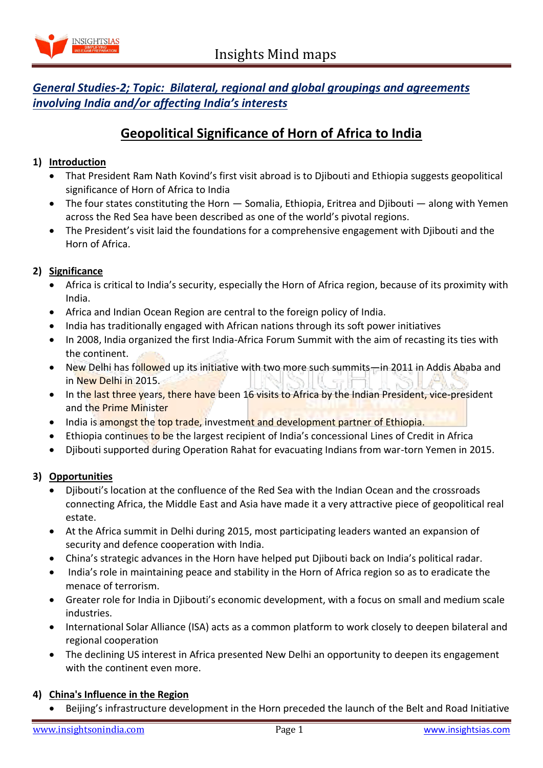*General Studies-2; Topic: Bilateral, regional and global groupings and agreements involving India and/or affecting India's interests*

# Geopolitical Significance of Horn of Africa to India

## 1) Introduction

- That President Ram Nath Kovind's first visit abroad is to Djibouti and Ethiopia suggests geopolitical significance of Horn of Africa to India
- The four states constituting the Horn — Somalia, Ethiopia, Eritrea and Djibouti — along with Yemen across the Red Sea have been described as one of the world's pivotal regions.
- The President's visit laid the foundations for a comprehensive engagement with Djibouti and the Horn of Africa.

## 2) Significance

- Africa is critical to India's security, especially the Horn of Africa region, because of its proximity with India.
- Africa and Indian Ocean Region are central to the foreign policy of India.
- India has traditionally engaged with African nations through its soft power initiatives
- In 2008, India organized the first India-Africa Forum Summit with the aim of recasting its ties with the continent.
- New Delhi has followed up its initiative with two more such summits—in 2011 in Addis Ababa and in New Delhi in 2015.
- In the last three years, there have been 16 visits to Africa by the Indian President, vice-president and the Prime Minister
- India is amongst the top trade, investment and development partner of Ethiopia.
- Ethiopia continues to be the largest recipient of India's concessional Lines of Credit in Africa
- Djibouti supported during Operation Rahat for evacuating Indians from war-torn Yemen in 2015.

## 3) Opportunities

- Djibouti's location at the confluence of the Red Sea with the Indian Ocean and the crossroads connecting Africa, the Middle East and Asia have made it a very attractive piece of geopolitical real estate.
- At the Africa summit in Delhi during 2015, most participating leaders wanted an expansion of security and defence cooperation with India.
- China's strategic advances in the Horn have helped put Djibouti back on India's political radar.
- India's role in maintaining peace and stability in the Horn of Africa region so as to eradicate the menace of terrorism.
- Greater role for India in Djibouti's economic development, with a focus on small and medium scale industries.
- International Solar Alliance (ISA) acts as a common platform to work closely to deepen bilateral and regional cooperation
- The declining US interest in Africa presented New Delhi an opportunity to deepen its engagement with the continent even more.

## 4) China's Influence in the Region

- Beijing's infrastructure development in the Horn preceded the launch of the Belt and Road Initiative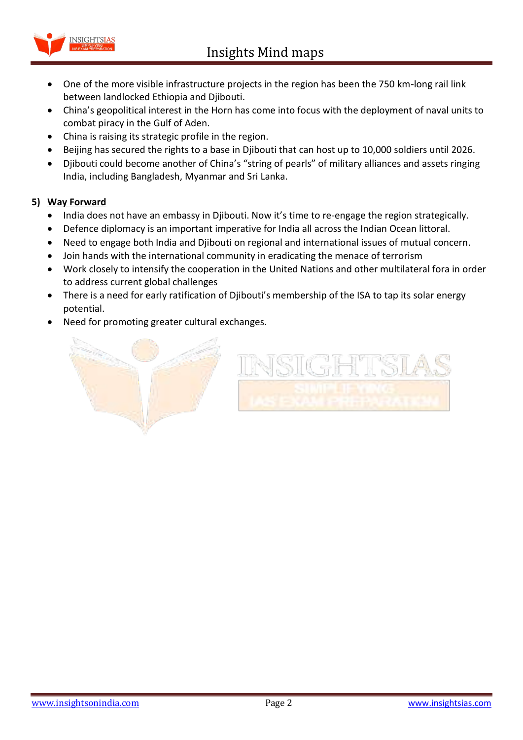- One of the more visible infrastructure projects in the region has been the 750 km-long rail link between landlocked Ethiopia and Djibouti.
- China's geopolitical interest in the Horn has come into focus with the deployment of naval units to combat piracy in the Gulf of Aden.
- China is raising its strategic profile in the region.
- Beijing has secured the rights to a base in Djibouti that can host up to 10,000 soldiers until 2026.
- Djibouti could become another of China's "string of pearls" of military alliances and assets ringing India, including Bangladesh, Myanmar and Sri Lanka.

**5) <u>Way Forward</u>**

- India does not have an embassy in Djibouti. Now it's time to re-engage the region strategically.
- Defence diplomacy is an important imperative for India all across the Indian Ocean littoral.
- Need to engage both India and Djibouti on regional and international issues of mutual concern.
- Join hands with the international community in eradicating the menace of terrorism
- Work closely to intensify the cooperation in the United Nations and other multilateral fora in order to address current global challenges
- There is a need for early ratification of Djibouti's membership of the ISA to tap its solar energy potential.
- Need for promoting greater cultural exchanges.